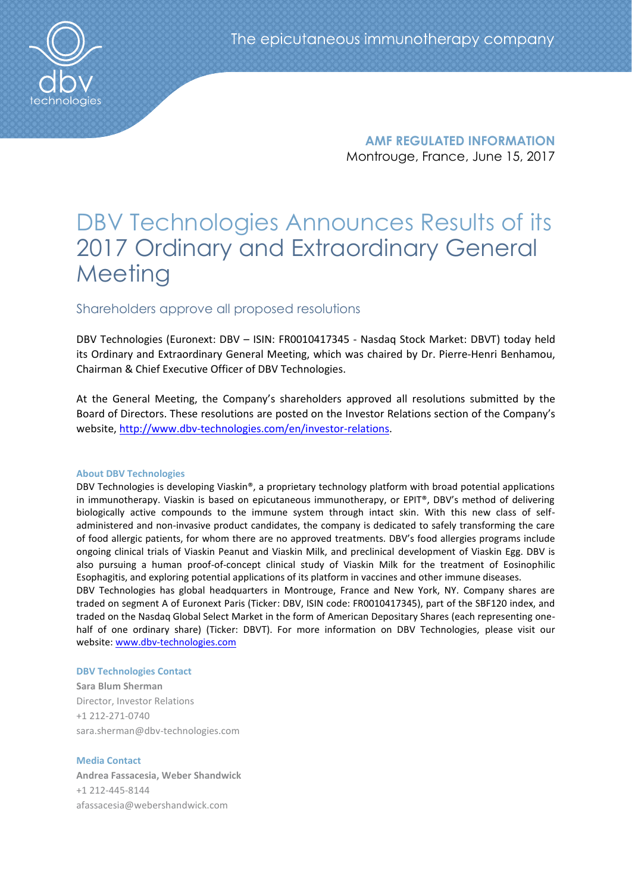The epicutaneous immunotherapy company

**AMF REGULATED INFORMATION**

Montrouge, France, June 15, 2017

# DBV Technologies Announces Results of its 2017 Ordinary and Extraordinary General Meeting

## Shareholders approve all proposed resolutions

DBV Technologies (Euronext: DBV – ISIN: FR0010417345 - Nasdaq Stock Market: DBVT) today held its Ordinary and Extraordinary General Meeting, which was chaired by Dr. Pierre-Henri Benhamou, Chairman & Chief Executive Officer of DBV Technologies.

At the General Meeting, the Company's shareholders approved all resolutions submitted by the Board of Directors. These resolutions are posted on the Investor Relations section of the Company's website, [http://www.dbv-technologies.com/en/investor-relations](http://www.dbv-technologies.com/en/investor-relations).

**About DBV Technologies**

DBV Technologies is developing Viaskin®, a proprietary technology platform with broad potential applications in immunotherapy. Viaskin is based on epicutaneous immunotherapy, or EPIT®, DBV's method of delivering biologically active compounds to the immune system through intact skin. With this new class of self-administered and non-invasive product candidates, the company is dedicated to safely transforming the care of food allergic patients, for whom there are no approved treatments. DBV's food allergies programs include ongoing clinical trials of Viaskin Peanut and Viaskin Milk, and preclinical development of Viaskin Egg. DBV is also pursuing a human proof-of-concept clinical study of Viaskin Milk for the treatment of Eosinophilic Esophagitis, and exploring potential applications of its platform in vaccines and other immune diseases.

DBV Technologies has global headquarters in Montrouge, France and New York, NY. Company shares are traded on segment A of Euronext Paris (Ticker: DBV, ISIN code: FR0010417345), part of the SBF120 index, and traded on the Nasdaq Global Select Market in the form of American Depositary Shares (each representing one-half of one ordinary share) (Ticker: DBVT). For more information on DBV Technologies, please visit our website: [www.dbv-technologies.com](http://www.dbv-technologies.com)

**DBV Technologies Contact**

**Sara Blum Sherman**
Director, Investor Relations
+1 212-271-0740
sara.sherman@dbv-technologies.com

**Media Contact**

**Andrea Fassacesia, Weber Shandwick**
+1 212-445-8144
afassacesia@webershandwick.com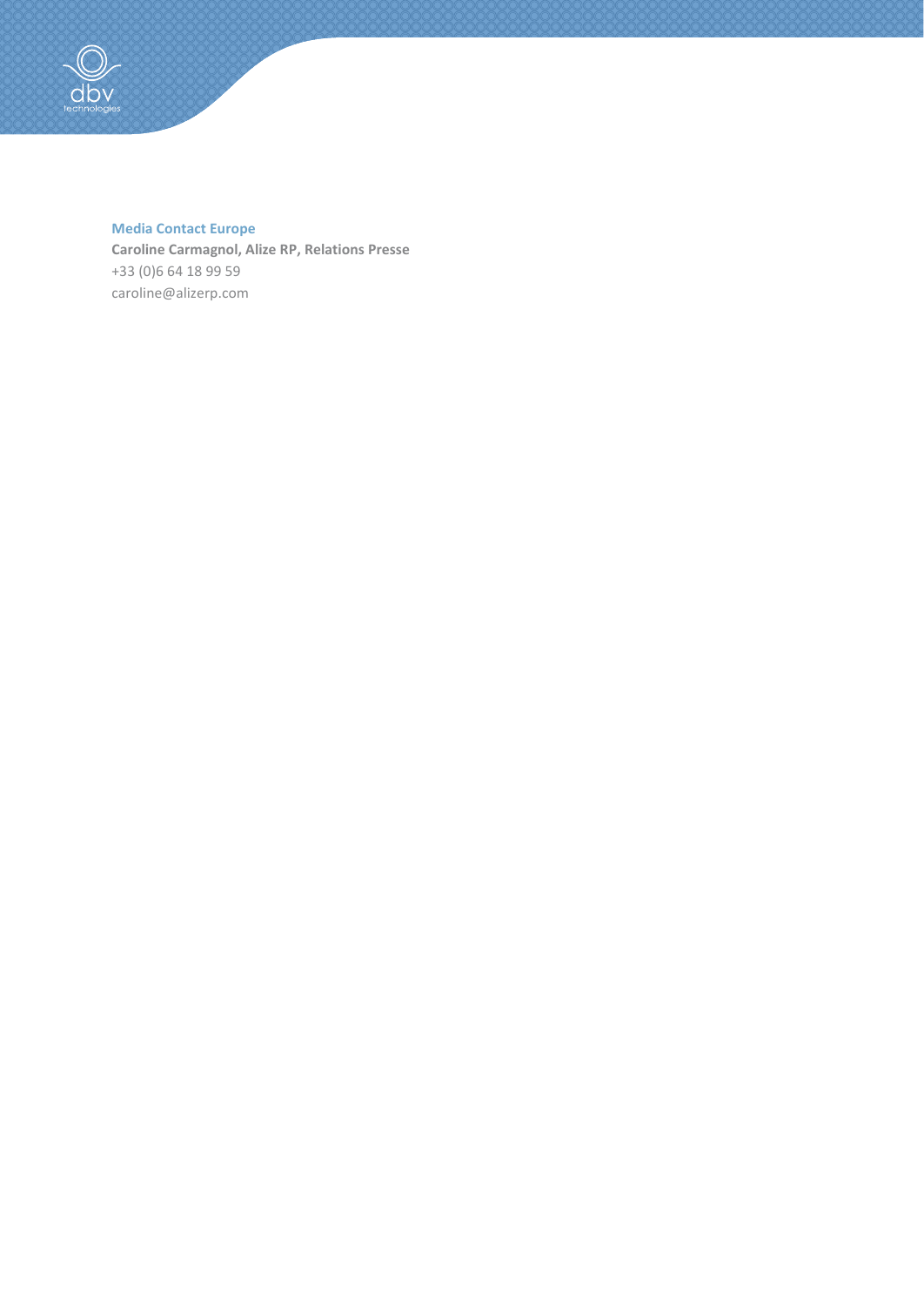**Media Contact Europe**

**Caroline Carmagnol, Alize RP, Relations Presse**

+33 (0)6 64 18 99 59

caroline@alizerp.com